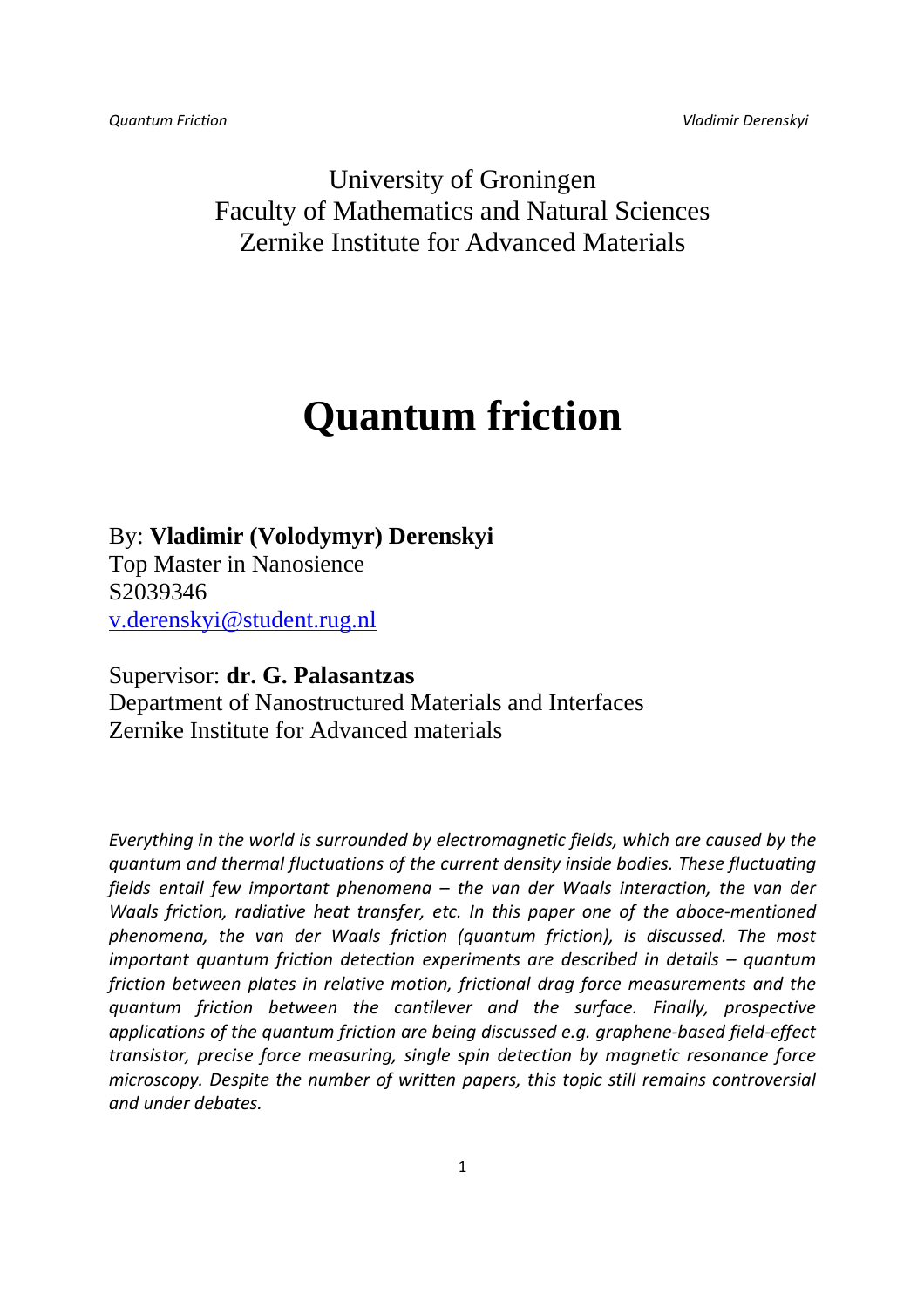University of Groningen
Faculty of Mathematics and Natural Sciences
Zernike Institute for Advanced Materials

# Quantum friction

By: **Vladimir (Volodymyr) Derenskyi**
Top Master in Nanosience
S2039346
v.derenskyi@student.rug.nl

Supervisor: **dr. G. Palasantzas**
Department of Nanostructured Materials and Interfaces
Zernike Institute for Advanced materials

*Everything in the world is surrounded by electromagnetic fields, which are caused by the quantum and thermal fluctuations of the current density inside bodies. These fluctuating fields entail few important phenomena – the van der Waals interaction, the van der Waals friction, radiative heat transfer, etc. In this paper one of the aboce-mentioned phenomena, the van der Waals friction (quantum friction), is discussed. The most important quantum friction detection experiments are described in details – quantum friction between plates in relative motion, frictional drag force measurements and the quantum friction between the cantilever and the surface. Finally, prospective applications of the quantum friction are being discussed e.g. graphene-based field-effect transistor, precise force measuring, single spin detection by magnetic resonance force microscopy. Despite the number of written papers, this topic still remains controversial and under debates.*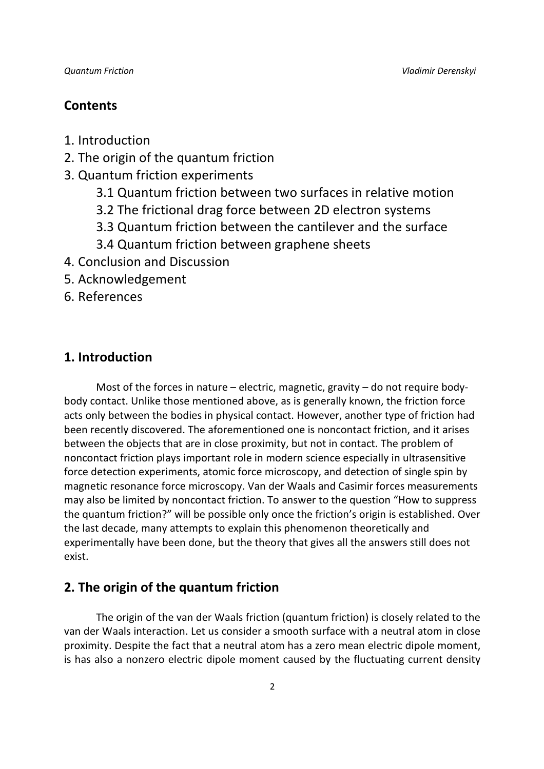## Contents

1. Introduction
2. The origin of the quantum friction
3. Quantum friction experiments
    - 3.1 Quantum friction between two surfaces in relative motion
    - 3.2 The frictional drag force between 2D electron systems
    - 3.3 Quantum friction between the cantilever and the surface
    - 3.4 Quantum friction between graphene sheets
4. Conclusion and Discussion
5. Acknowledgement
6. References

## 1. Introduction

Most of the forces in nature – electric, magnetic, gravity – do not require body-body contact. Unlike those mentioned above, as is generally known, the friction force acts only between the bodies in physical contact. However, another type of friction had been recently discovered. The aforementioned one is noncontact friction, and it arises between the objects that are in close proximity, but not in contact. The problem of noncontact friction plays important role in modern science especially in ultrasensitive force detection experiments, atomic force microscopy, and detection of single spin by magnetic resonance force microscopy. Van der Waals and Casimir forces measurements may also be limited by noncontact friction. To answer to the question "How to suppress the quantum friction?" will be possible only once the friction's origin is established. Over the last decade, many attempts to explain this phenomenon theoretically and experimentally have been done, but the theory that gives all the answers still does not exist.

## 2. The origin of the quantum friction

The origin of the van der Waals friction (quantum friction) is closely related to the van der Waals interaction. Let us consider a smooth surface with a neutral atom in close proximity. Despite the fact that a neutral atom has a zero mean electric dipole moment, is has also a nonzero electric dipole moment caused by the fluctuating current density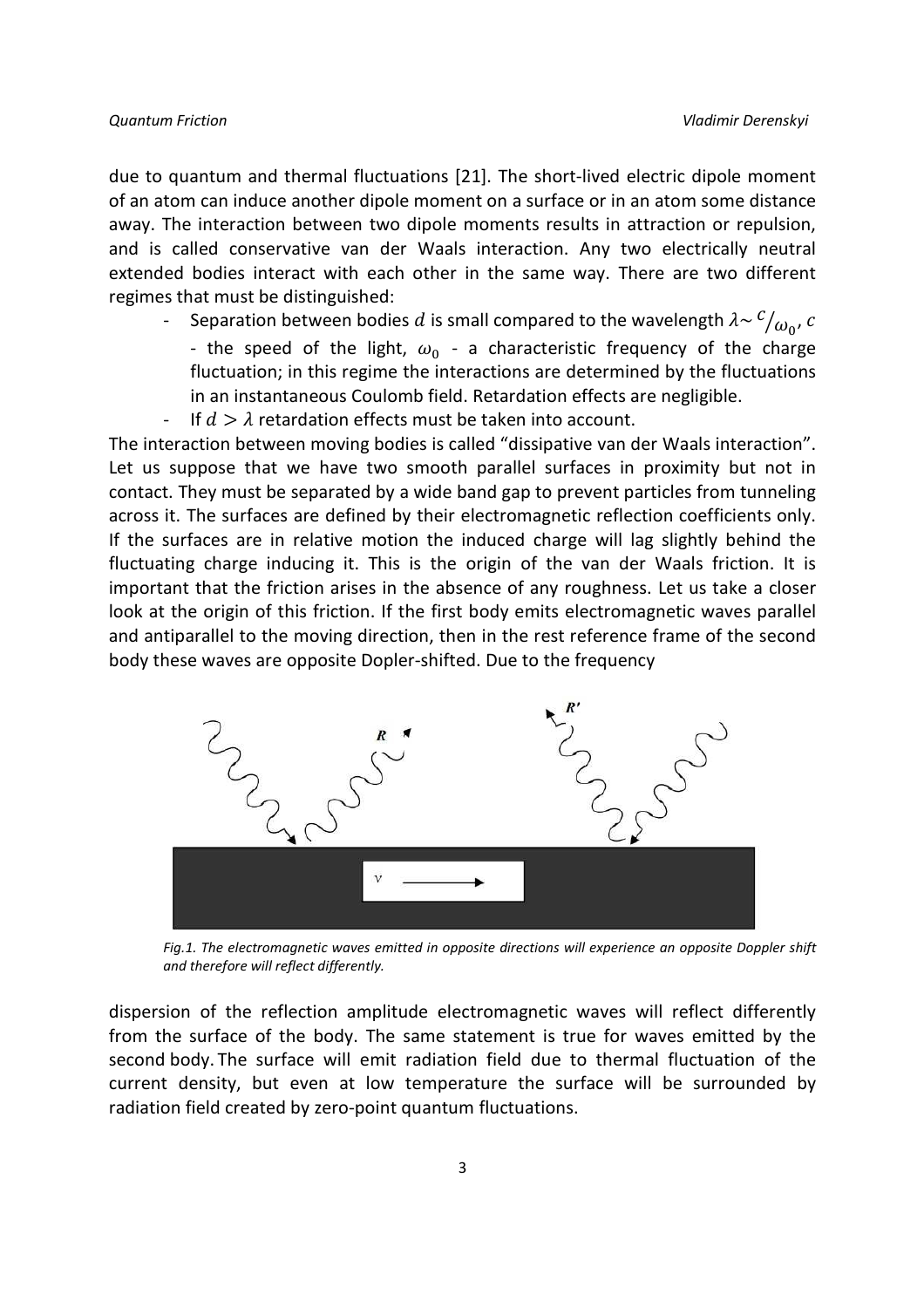due to quantum and thermal fluctuations [21]. The short-lived electric dipole moment of an atom can induce another dipole moment on a surface or in an atom some distance away. The interaction between two dipole moments results in attraction or repulsion, and is called conservative van der Waals interaction. Any two electrically neutral extended bodies interact with each other in the same way. There are two different regimes that must be distinguished:

- Separation between bodies $d$ is small compared to the wavelength $\lambda \sim c/\omega_0$, $c$ - the speed of the light, $\omega_0$ - a characteristic frequency of the charge fluctuation; in this regime the interactions are determined by the fluctuations in an instantaneous Coulomb field. Retardation effects are negligible.
- If $d > \lambda$ retardation effects must be taken into account.

The interaction between moving bodies is called "dissipative van der Waals interaction". Let us suppose that we have two smooth parallel surfaces in proximity but not in contact. They must be separated by a wide band gap to prevent particles from tunneling across it. The surfaces are defined by their electromagnetic reflection coefficients only. If the surfaces are in relative motion the induced charge will lag slightly behind the fluctuating charge inducing it. This is the origin of the van der Waals friction. It is important that the friction arises in the absence of any roughness. Let us take a closer look at the origin of this friction. If the first body emits electromagnetic waves parallel and antiparallel to the moving direction, then in the rest reference frame of the second body these waves are opposite Dopler-shifted. Due to the frequency

R

R'

v

*Fig.1. The electromagnetic waves emitted in opposite directions will experience an opposite Doppler shift and therefore will reflect differently.*

dispersion of the reflection amplitude electromagnetic waves will reflect differently from the surface of the body. The same statement is true for waves emitted by the second body. The surface will emit radiation field due to thermal fluctuation of the current density, but even at low temperature the surface will be surrounded by radiation field created by zero-point quantum fluctuations.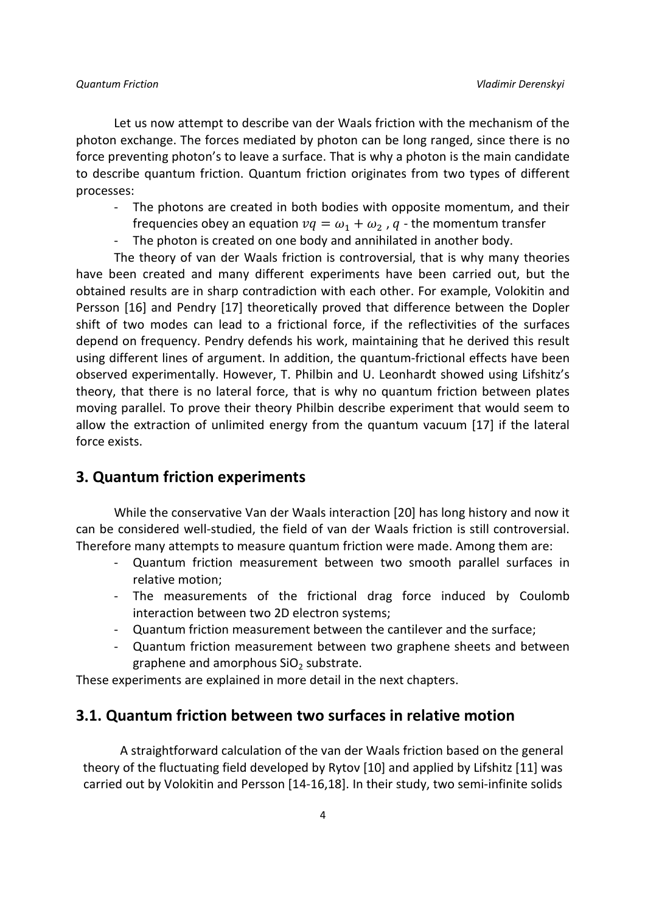Let us now attempt to describe van der Waals friction with the mechanism of the photon exchange. The forces mediated by photon can be long ranged, since there is no force preventing photon's to leave a surface. That is why a photon is the main candidate to describe quantum friction. Quantum friction originates from two types of different processes:

- The photons are created in both bodies with opposite momentum, and their frequencies obey an equation $vq = \omega_1 + \omega_2$ , $q$ - the momentum transfer
- The photon is created on one body and annihilated in another body.

The theory of van der Waals friction is controversial, that is why many theories have been created and many different experiments have been carried out, but the obtained results are in sharp contradiction with each other. For example, Volokitin and Persson [16] and Pendry [17] theoretically proved that difference between the Dopler shift of two modes can lead to a frictional force, if the reflectivities of the surfaces depend on frequency. Pendry defends his work, maintaining that he derived this result using different lines of argument. In addition, the quantum-frictional effects have been observed experimentally. However, T. Philbin and U. Leonhardt showed using Lifshitz's theory, that there is no lateral force, that is why no quantum friction between plates moving parallel. To prove their theory Philbin describe experiment that would seem to allow the extraction of unlimited energy from the quantum vacuum [17] if the lateral force exists.

## 3. Quantum friction experiments

While the conservative Van der Waals interaction [20] has long history and now it can be considered well-studied, the field of van der Waals friction is still controversial. Therefore many attempts to measure quantum friction were made. Among them are:

- Quantum friction measurement between two smooth parallel surfaces in relative motion;
- The measurements of the frictional drag force induced by Coulomb interaction between two 2D electron systems;
- Quantum friction measurement between the cantilever and the surface;
- Quantum friction measurement between two graphene sheets and between graphene and amorphous $SiO_2$ substrate.

These experiments are explained in more detail in the next chapters.

## 3.1. Quantum friction between two surfaces in relative motion

A straightforward calculation of the van der Waals friction based on the general theory of the fluctuating field developed by Rytov [10] and applied by Lifshitz [11] was carried out by Volokitin and Persson [14-16,18]. In their study, two semi-infinite solids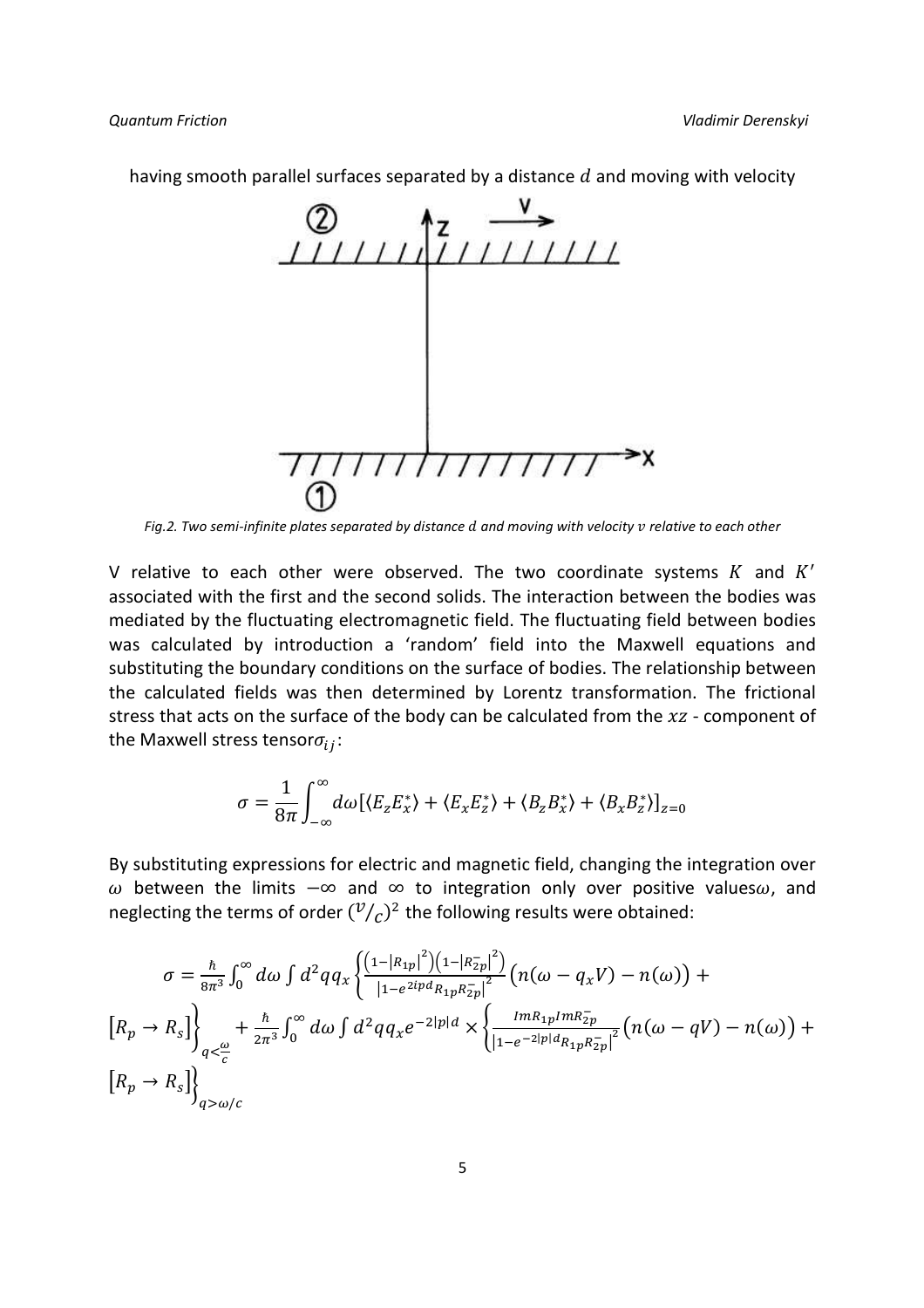having smooth parallel surfaces separated by a distance $d$ and moving with velocity

Fig.2. Two semi-infinite plates separated by distance $d$ and moving with velocity $v$ relative to each other

V relative to each other were observed. The two coordinate systems $K$ and $K'$ associated with the first and the second solids. The interaction between the bodies was mediated by the fluctuating electromagnetic field. The fluctuating field between bodies was calculated by introduction a 'random' field into the Maxwell equations and substituting the boundary conditions on the surface of bodies. The relationship between the calculated fields was then determined by Lorentz transformation. The frictional stress that acts on the surface of the body can be calculated from the $xz$ - component of the Maxwell stress tensor$\sigma_{ij}$:

$$\sigma = \frac{1}{8\pi}\int_{-\infty}^{\infty} d\omega [\langle E_z E_x^* \rangle + \langle E_x E_z^* \rangle + \langle B_z B_x^* \rangle + \langle B_x B_z^* \rangle]_{z=0}$$

By substituting expressions for electric and magnetic field, changing the integration over $\omega$ between the limits $-\infty$ and $\infty$ to integration only over positive values$\omega$, and neglecting the terms of order $(^{v}/_{c})^2$ the following results were obtained:

$$\sigma = \frac{\hbar}{8\pi^3}\int_0^{\infty} d\omega \int d^2q q_x \left\{ \frac{\left(1-|R_{1p}|^2\right)\left(1-|R_{2p}^-|^2\right)}{\left|1-e^{2ipd}R_{1p}R_{2p}^-\right|^2}\left(n(\omega - q_x V) - n(\omega)\right) + \left[R_p \to R_s\right] \right\}_{q<\frac{\omega}{c}} + \frac{\hbar}{2\pi^3}\int_0^{\infty} d\omega \int d^2q q_x e^{-2|p|d} \times \left\{ \frac{ImR_{1p}ImR_{2p}^-}{\left|1-e^{-2|p|d}R_{1p}R_{2p}^-\right|^2}\left(n(\omega - qV) - n(\omega)\right) + \left[R_p \to R_s\right] \right\}_{q>\omega/c}$$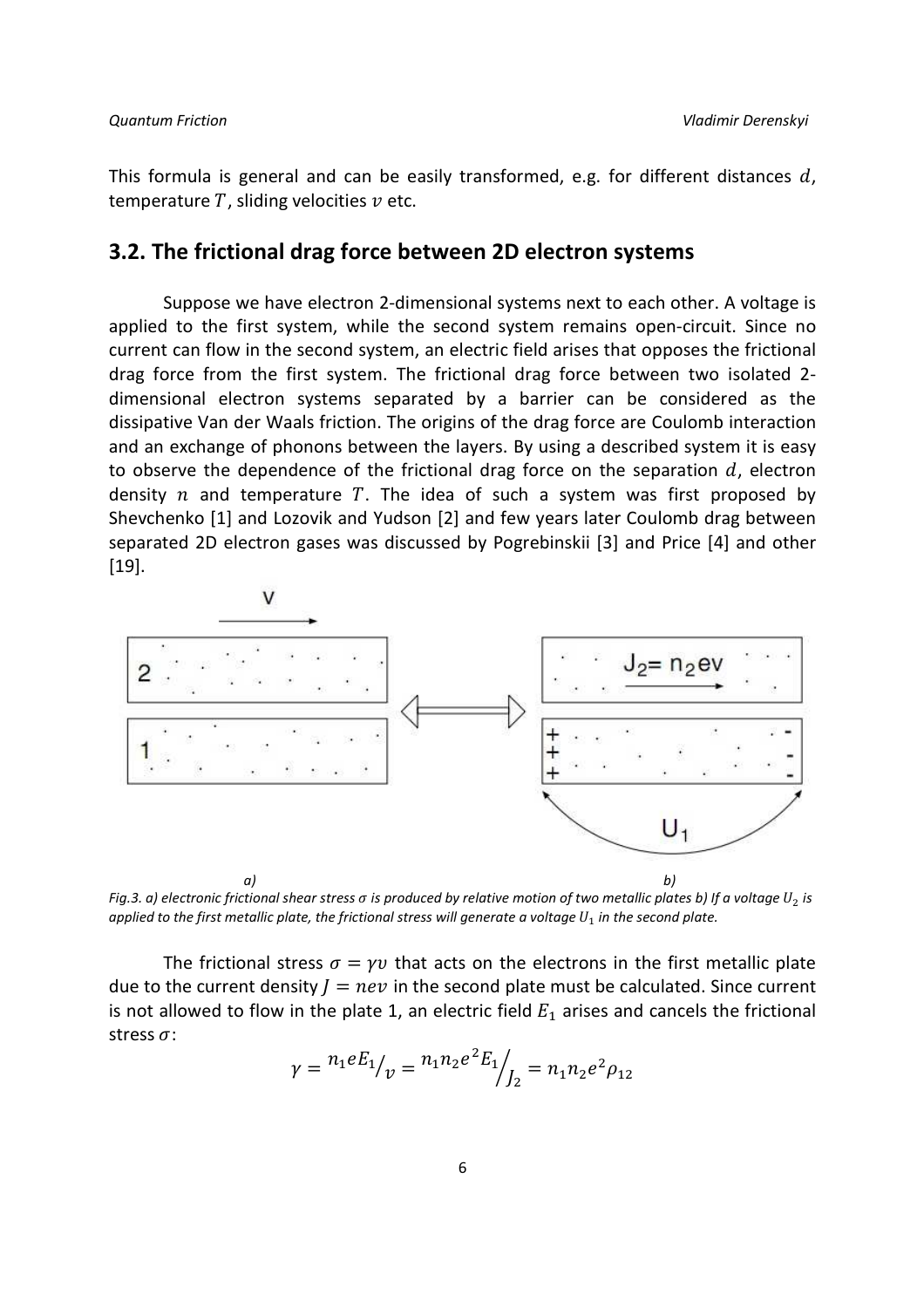This formula is general and can be easily transformed, e.g. for different distances $d$, temperature $T$, sliding velocities $v$ etc.

## 3.2. The frictional drag force between 2D electron systems

Suppose we have electron 2-dimensional systems next to each other. A voltage is applied to the first system, while the second system remains open-circuit. Since no current can flow in the second system, an electric field arises that opposes the frictional drag force from the first system. The frictional drag force between two isolated 2-dimensional electron systems separated by a barrier can be considered as the dissipative Van der Waals friction. The origins of the drag force are Coulomb interaction and an exchange of phonons between the layers. By using a described system it is easy to observe the dependence of the frictional drag force on the separation $d$, electron density $n$ and temperature $T$. The idea of such a system was first proposed by Shevchenko [1] and Lozovik and Yudson [2] and few years later Coulomb drag between separated 2D electron gases was discussed by Pogrebinskii [3] and Price [4] and other [19].

V

2

1

$J_2 = n_2 ev$

$U_1$

a) b)

*Fig.3. a) electronic frictional shear stress σ is produced by relative motion of two metallic plates b) If a voltage $U_2$ is applied to the first metallic plate, the frictional stress will generate a voltage $U_1$ in the second plate.*

The frictional stress $\sigma = \gamma v$ that acts on the electrons in the first metallic plate due to the current density $J = nev$ in the second plate must be calculated. Since current is not allowed to flow in the plate 1, an electric field $E_1$ arises and cancels the frictional stress $\sigma$:

$$\gamma = {n_1 e E_1}/{v} = {n_1 n_2 e^2 E_1}/{J_2} = n_1 n_2 e^2 \rho_{12}$$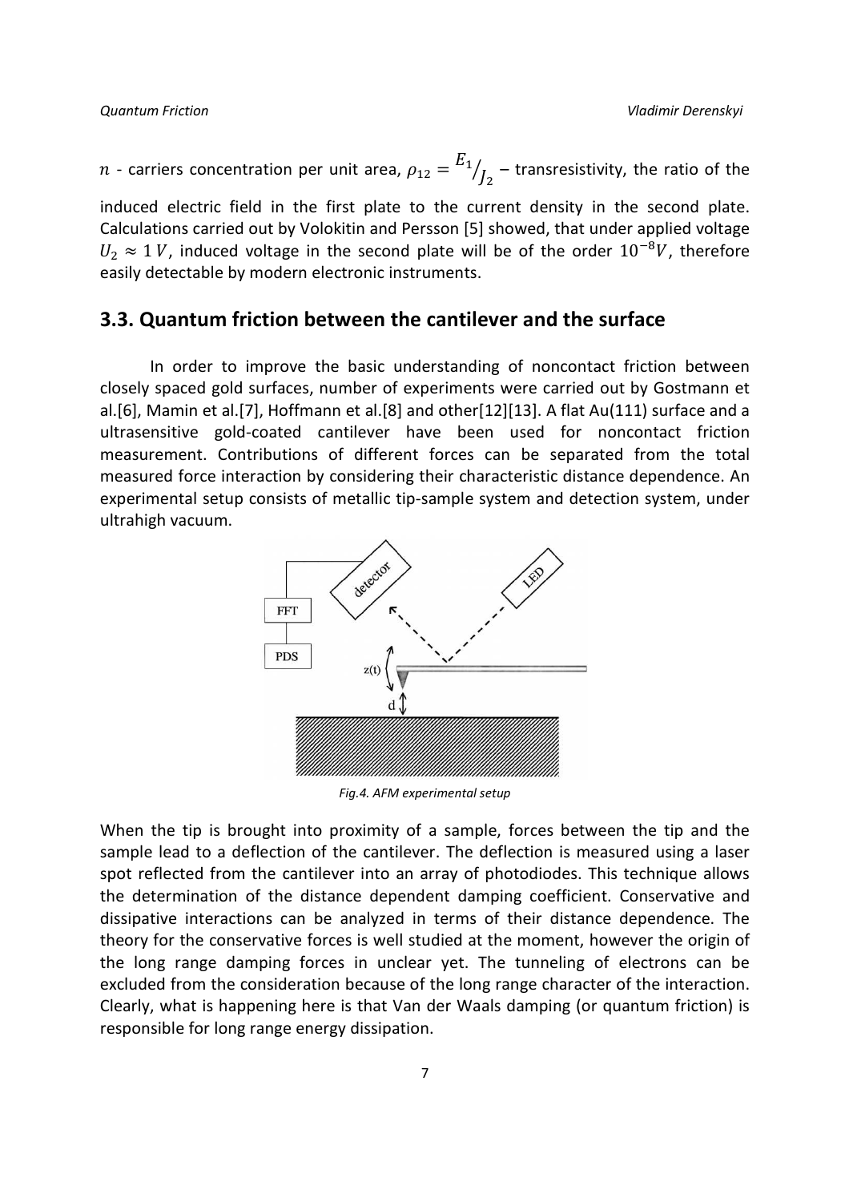$n$ - carriers concentration per unit area, $\rho_{12} = E_1/J_2$ – transresistivity, the ratio of the induced electric field in the first plate to the current density in the second plate. Calculations carried out by Volokitin and Persson [5] showed, that under applied voltage $U_2 \approx 1\,V$, induced voltage in the second plate will be of the order $10^{-8}V$, therefore easily detectable by modern electronic instruments.

## 3.3. Quantum friction between the cantilever and the surface

In order to improve the basic understanding of noncontact friction between closely spaced gold surfaces, number of experiments were carried out by Gostmann et al.[6], Mamin et al.[7], Hoffmann et al.[8] and other[12][13]. A flat Au(111) surface and a ultrasensitive gold-coated cantilever have been used for noncontact friction measurement. Contributions of different forces can be separated from the total measured force interaction by considering their characteristic distance dependence. An experimental setup consists of metallic tip-sample system and detection system, under ultrahigh vacuum.

detector
LED
FFT
PDS
z(t)
d

*Fig.4. AFM experimental setup*

When the tip is brought into proximity of a sample, forces between the tip and the sample lead to a deflection of the cantilever. The deflection is measured using a laser spot reflected from the cantilever into an array of photodiodes. This technique allows the determination of the distance dependent damping coefficient. Conservative and dissipative interactions can be analyzed in terms of their distance dependence. The theory for the conservative forces is well studied at the moment, however the origin of the long range damping forces in unclear yet. The tunneling of electrons can be excluded from the consideration because of the long range character of the interaction. Clearly, what is happening here is that Van der Waals damping (or quantum friction) is responsible for long range energy dissipation.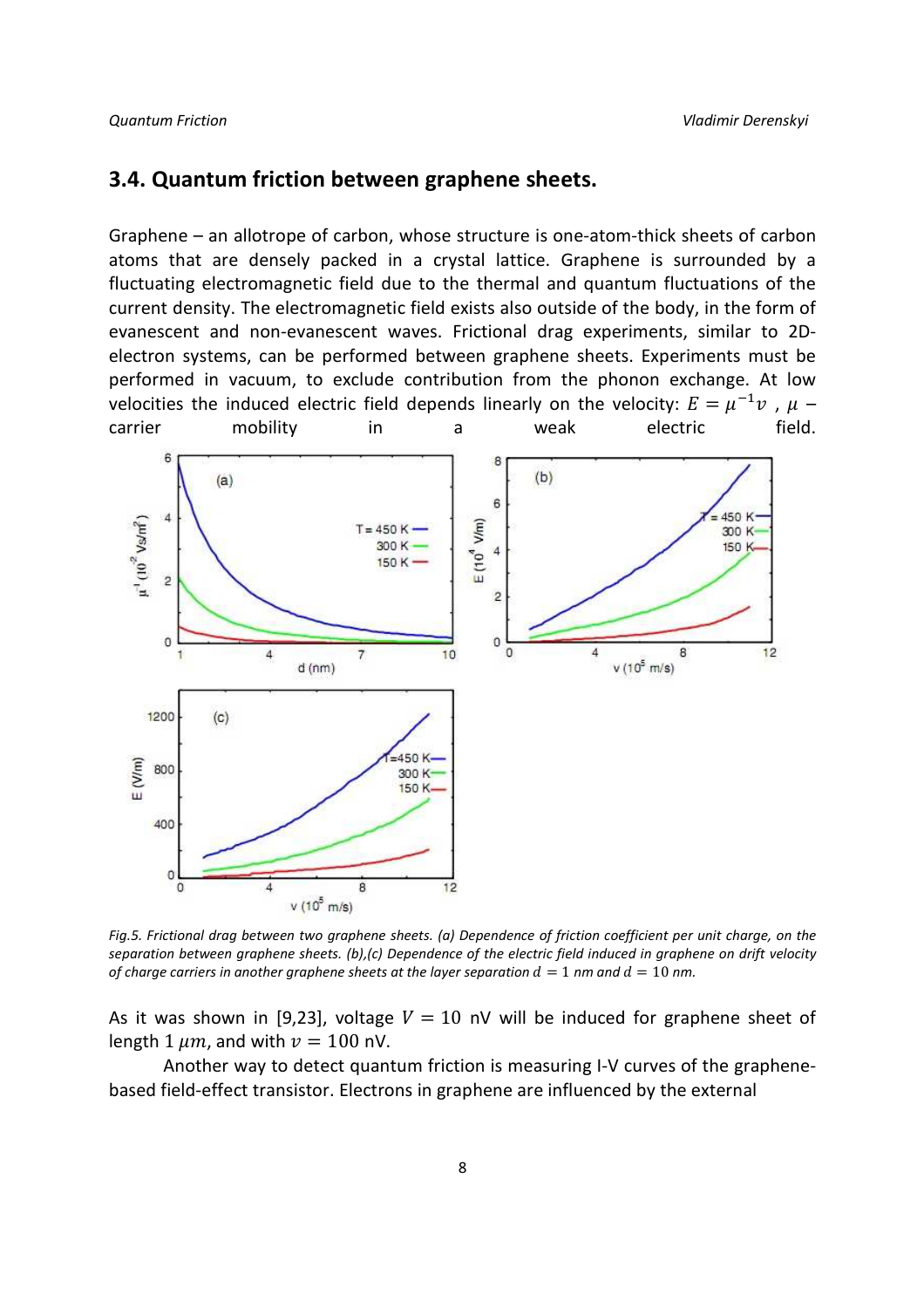## 3.4. Quantum friction between graphene sheets.

Graphene – an allotrope of carbon, whose structure is one-atom-thick sheets of carbon atoms that are densely packed in a crystal lattice. Graphene is surrounded by a fluctuating electromagnetic field due to the thermal and quantum fluctuations of the current density. The electromagnetic field exists also outside of the body, in the form of evanescent and non-evanescent waves. Frictional drag experiments, similar to 2D-electron systems, can be performed between graphene sheets. Experiments must be performed in vacuum, to exclude contribution from the phonon exchange. At low velocities the induced electric field depends linearly on the velocity: $E = \mu^{-1} v$ , $\mu$ – carrier mobility in a weak electric field.

(a)
$\mu^{-1}$ ($10^{-2}$ Vs/m$^2$)
6
4
2
0
1
4
7
10
d (nm)
T = 450 K
300 K
150 K

(b)
E ($10^4$ V/m)
8
6
4
2
0
0
4
8
12
v ($10^5$ m/s)
T = 450 K
300 K
150 K

(c)
E (V/m)
1200
800
400
0
0
4
8
12
v ($10^5$ m/s)
T=450 K
300 K
150 K

*Fig.5. Frictional drag between two graphene sheets. (a) Dependence of friction coefficient per unit charge, on the separation between graphene sheets. (b),(c) Dependence of the electric field induced in graphene on drift velocity of charge carriers in another graphene sheets at the layer separation $d = 1$ nm and $d = 10$ nm.*

As it was shown in [9,23], voltage $V = 10$ nV will be induced for graphene sheet of length 1 $\mu m$, and with $v = 100$ nV.

Another way to detect quantum friction is measuring I-V curves of the graphene-based field-effect transistor. Electrons in graphene are influenced by the external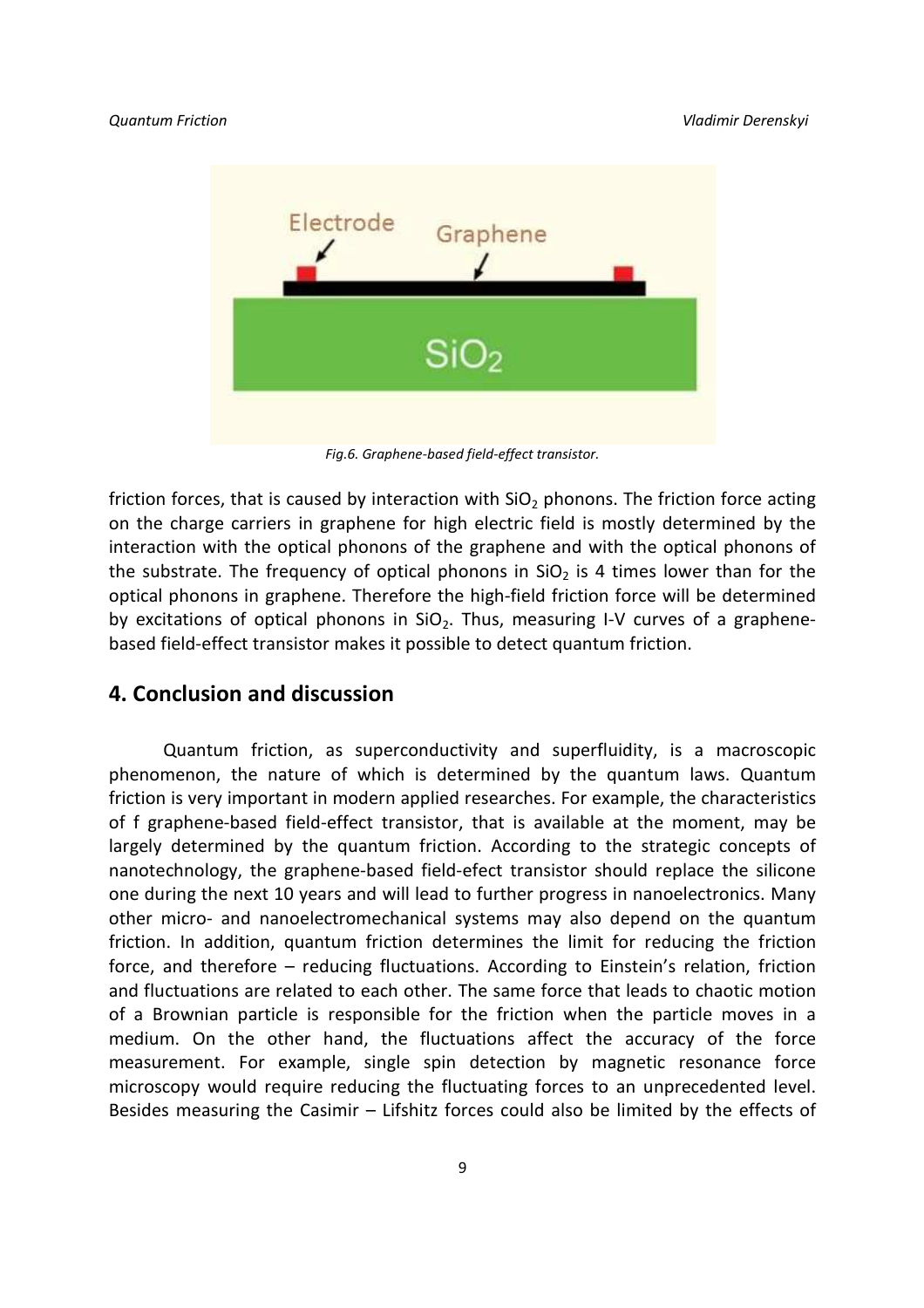Electrode

Graphene

$SiO_2$

*Fig.6. Graphene-based field-effect transistor.*

friction forces, that is caused by interaction with $SiO_2$ phonons. The friction force acting on the charge carriers in graphene for high electric field is mostly determined by the interaction with the optical phonons of the graphene and with the optical phonons of the substrate. The frequency of optical phonons in $SiO_2$ is 4 times lower than for the optical phonons in graphene. Therefore the high-field friction force will be determined by excitations of optical phonons in $SiO_2$. Thus, measuring I-V curves of a graphene-based field-effect transistor makes it possible to detect quantum friction.

## 4. Conclusion and discussion

Quantum friction, as superconductivity and superfluidity, is a macroscopic phenomenon, the nature of which is determined by the quantum laws. Quantum friction is very important in modern applied researches. For example, the characteristics of f graphene-based field-effect transistor, that is available at the moment, may be largely determined by the quantum friction. According to the strategic concepts of nanotechnology, the graphene-based field-efect transistor should replace the silicone one during the next 10 years and will lead to further progress in nanoelectronics. Many other micro- and nanoelectromechanical systems may also depend on the quantum friction. In addition, quantum friction determines the limit for reducing the friction force, and therefore – reducing fluctuations. According to Einstein's relation, friction and fluctuations are related to each other. The same force that leads to chaotic motion of a Brownian particle is responsible for the friction when the particle moves in a medium. On the other hand, the fluctuations affect the accuracy of the force measurement. For example, single spin detection by magnetic resonance force microscopy would require reducing the fluctuating forces to an unprecedented level. Besides measuring the Casimir – Lifshitz forces could also be limited by the effects of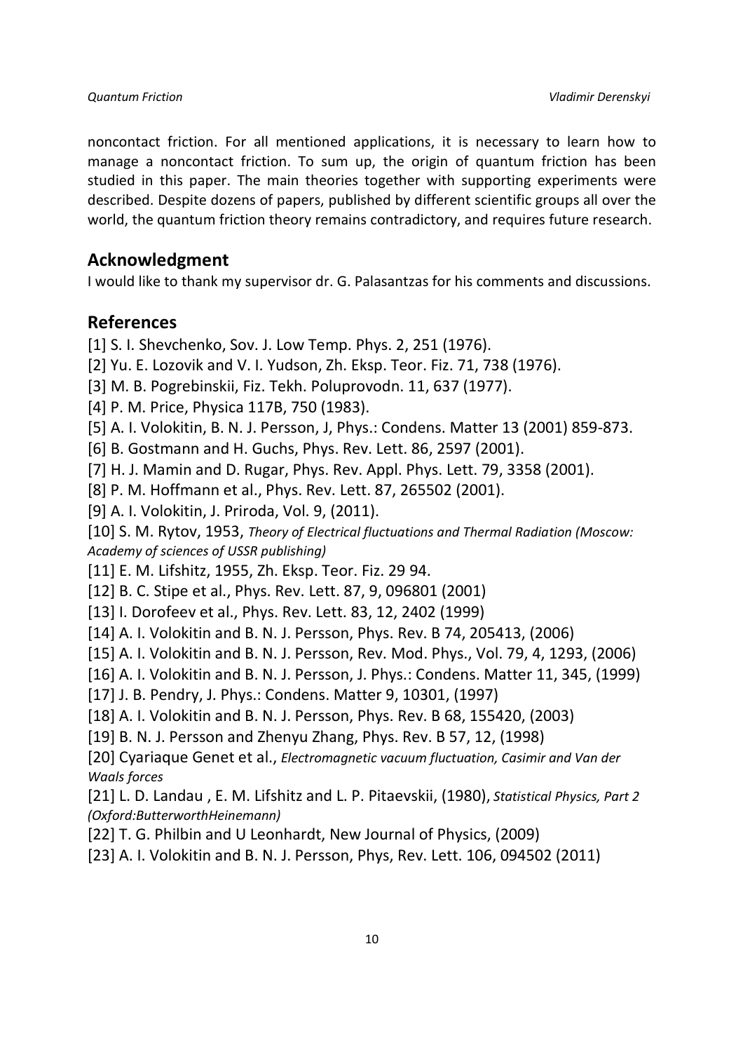noncontact friction. For all mentioned applications, it is necessary to learn how to manage a noncontact friction. To sum up, the origin of quantum friction has been studied in this paper. The main theories together with supporting experiments were described. Despite dozens of papers, published by different scientific groups all over the world, the quantum friction theory remains contradictory, and requires future research.

## Acknowledgment

I would like to thank my supervisor dr. G. Palasantzas for his comments and discussions.

## References

[1] S. I. Shevchenko, Sov. J. Low Temp. Phys. 2, 251 (1976).

[2] Yu. E. Lozovik and V. I. Yudson, Zh. Eksp. Teor. Fiz. 71, 738 (1976).

[3] M. B. Pogrebinskii, Fiz. Tekh. Poluprovodn. 11, 637 (1977).

[4] P. M. Price, Physica 117B, 750 (1983).

[5] A. I. Volokitin, B. N. J. Persson, J, Phys.: Condens. Matter 13 (2001) 859-873.

[6] B. Gostmann and H. Guchs, Phys. Rev. Lett. 86, 2597 (2001).

[7] H. J. Mamin and D. Rugar, Phys. Rev. Appl. Phys. Lett. 79, 3358 (2001).

[8] P. M. Hoffmann et al., Phys. Rev. Lett. 87, 265502 (2001).

[9] A. I. Volokitin, J. Priroda, Vol. 9, (2011).

[10] S. M. Rytov, 1953, *Theory of Electrical fluctuations and Thermal Radiation (Moscow: Academy of sciences of USSR publishing)*

[11] E. M. Lifshitz, 1955, Zh. Eksp. Teor. Fiz. 29 94.

[12] B. C. Stipe et al., Phys. Rev. Lett. 87, 9, 096801 (2001)

[13] I. Dorofeev et al., Phys. Rev. Lett. 83, 12, 2402 (1999)

[14] A. I. Volokitin and B. N. J. Persson, Phys. Rev. B 74, 205413, (2006)

[15] A. I. Volokitin and B. N. J. Persson, Rev. Mod. Phys., Vol. 79, 4, 1293, (2006)

[16] A. I. Volokitin and B. N. J. Persson, J. Phys.: Condens. Matter 11, 345, (1999)

[17] J. B. Pendry, J. Phys.: Condens. Matter 9, 10301, (1997)

[18] A. I. Volokitin and B. N. J. Persson, Phys. Rev. B 68, 155420, (2003)

[19] B. N. J. Persson and Zhenyu Zhang, Phys. Rev. B 57, 12, (1998)

[20] Cyariaque Genet et al., *Electromagnetic vacuum fluctuation, Casimir and Van der Waals forces*

[21] L. D. Landau , E. M. Lifshitz and L. P. Pitaevskii, (1980), *Statistical Physics, Part 2 (Oxford:ButterworthHeinemann)*

[22] T. G. Philbin and U Leonhardt, New Journal of Physics, (2009)

[23] A. I. Volokitin and B. N. J. Persson, Phys, Rev. Lett. 106, 094502 (2011)